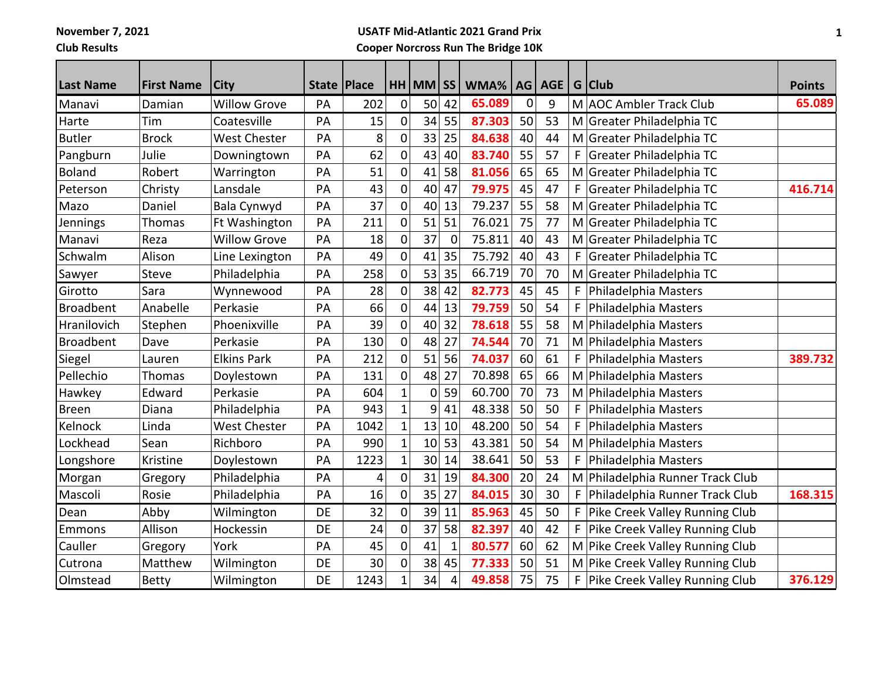**November 7, 2021**
**Club Results**

**USATF Mid-Atlantic 2021 Grand Prix**
**Cooper Norcross Run The Bridge 10K**

| Last Name | First Name | City | State | Place | HH | MM | SS | WMA% | AG | AGE | G | Club | Points |
|---|---|---|---|---|---|---|---|---|---|---|---|---|---|
| Manavi | Damian | Willow Grove | PA | 202 | 0 | 50 | 42 | **65.089** | 0 | 9 | M | AOC Ambler Track Club | **65.089** |
| Harte | Tim | Coatesville | PA | 15 | 0 | 34 | 55 | **87.303** | 50 | 53 | M | Greater Philadelphia TC | |
| Butler | Brock | West Chester | PA | 8 | 0 | 33 | 25 | **84.638** | 40 | 44 | M | Greater Philadelphia TC | |
| Pangburn | Julie | Downingtown | PA | 62 | 0 | 43 | 40 | **83.740** | 55 | 57 | F | Greater Philadelphia TC | |
| Boland | Robert | Warrington | PA | 51 | 0 | 41 | 58 | **81.056** | 65 | 65 | M | Greater Philadelphia TC | |
| Peterson | Christy | Lansdale | PA | 43 | 0 | 40 | 47 | **79.975** | 45 | 47 | F | Greater Philadelphia TC | **416.714** |
| Mazo | Daniel | Bala Cynwyd | PA | 37 | 0 | 40 | 13 | 79.237 | 55 | 58 | M | Greater Philadelphia TC | |
| Jennings | Thomas | Ft Washington | PA | 211 | 0 | 51 | 51 | 76.021 | 75 | 77 | M | Greater Philadelphia TC | |
| Manavi | Reza | Willow Grove | PA | 18 | 0 | 37 | 0 | 75.811 | 40 | 43 | M | Greater Philadelphia TC | |
| Schwalm | Alison | Line Lexington | PA | 49 | 0 | 41 | 35 | 75.792 | 40 | 43 | F | Greater Philadelphia TC | |
| Sawyer | Steve | Philadelphia | PA | 258 | 0 | 53 | 35 | 66.719 | 70 | 70 | M | Greater Philadelphia TC | |
| Girotto | Sara | Wynnewood | PA | 28 | 0 | 38 | 42 | **82.773** | 45 | 45 | F | Philadelphia Masters | |
| Broadbent | Anabelle | Perkasie | PA | 66 | 0 | 44 | 13 | **79.759** | 50 | 54 | F | Philadelphia Masters | |
| Hranilovich | Stephen | Phoenixville | PA | 39 | 0 | 40 | 32 | **78.618** | 55 | 58 | M | Philadelphia Masters | |
| Broadbent | Dave | Perkasie | PA | 130 | 0 | 48 | 27 | **74.544** | 70 | 71 | M | Philadelphia Masters | |
| Siegel | Lauren | Elkins Park | PA | 212 | 0 | 51 | 56 | **74.037** | 60 | 61 | F | Philadelphia Masters | **389.732** |
| Pellechio | Thomas | Doylestown | PA | 131 | 0 | 48 | 27 | 70.898 | 65 | 66 | M | Philadelphia Masters | |
| Hawkey | Edward | Perkasie | PA | 604 | 1 | 0 | 59 | 60.700 | 70 | 73 | M | Philadelphia Masters | |
| Breen | Diana | Philadelphia | PA | 943 | 1 | 9 | 41 | 48.338 | 50 | 50 | F | Philadelphia Masters | |
| Kelnock | Linda | West Chester | PA | 1042 | 1 | 13 | 10 | 48.200 | 50 | 54 | F | Philadelphia Masters | |
| Lockhead | Sean | Richboro | PA | 990 | 1 | 10 | 53 | 43.381 | 50 | 54 | M | Philadelphia Masters | |
| Longshore | Kristine | Doylestown | PA | 1223 | 1 | 30 | 14 | 38.641 | 50 | 53 | F | Philadelphia Masters | |
| Morgan | Gregory | Philadelphia | PA | 4 | 0 | 31 | 19 | **84.300** | 20 | 24 | M | Philadelphia Runner Track Club | |
| Mascoli | Rosie | Philadelphia | PA | 16 | 0 | 35 | 27 | **84.015** | 30 | 30 | F | Philadelphia Runner Track Club | **168.315** |
| Dean | Abby | Wilmington | DE | 32 | 0 | 39 | 11 | **85.963** | 45 | 50 | F | Pike Creek Valley Running Club | |
| Emmons | Allison | Hockessin | DE | 24 | 0 | 37 | 58 | **82.397** | 40 | 42 | F | Pike Creek Valley Running Club | |
| Cauller | Gregory | York | PA | 45 | 0 | 41 | 1 | **80.577** | 60 | 62 | M | Pike Creek Valley Running Club | |
| Cutrona | Matthew | Wilmington | DE | 30 | 0 | 38 | 45 | **77.333** | 50 | 51 | M | Pike Creek Valley Running Club | |
| Olmstead | Betty | Wilmington | DE | 1243 | 1 | 34 | 4 | **49.858** | 75 | 75 | F | Pike Creek Valley Running Club | **376.129** |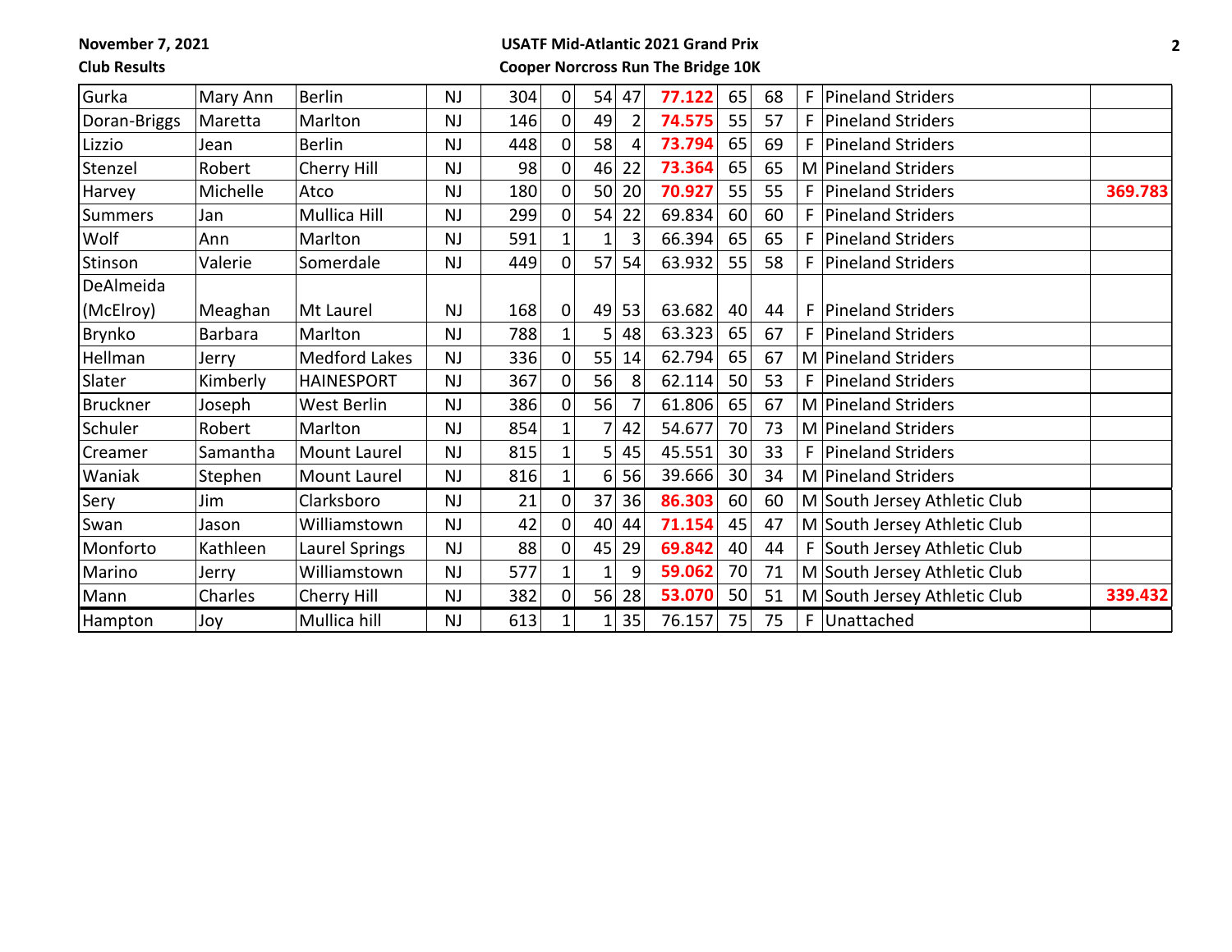**November 7, 2021**
**Club Results**

**USATF Mid-Atlantic 2021 Grand Prix**
**Cooper Norcross Run The Bridge 10K**

| | | | | | | | | | | | | | |
|---|---|---|---|---|---|---|---|---|---|---|---|---|---|
| Gurka | Mary Ann | Berlin | NJ | 304 | 0 | 54 | 47 | **77.122** | 65 | 68 | F | Pineland Striders | |
| Doran-Briggs | Maretta | Marlton | NJ | 146 | 0 | 49 | 2 | **74.575** | 55 | 57 | F | Pineland Striders | |
| Lizzio | Jean | Berlin | NJ | 448 | 0 | 58 | 4 | **73.794** | 65 | 69 | F | Pineland Striders | |
| Stenzel | Robert | Cherry Hill | NJ | 98 | 0 | 46 | 22 | **73.364** | 65 | 65 | M | Pineland Striders | |
| Harvey | Michelle | Atco | NJ | 180 | 0 | 50 | 20 | **70.927** | 55 | 55 | F | Pineland Striders | **369.783** |
| Summers | Jan | Mullica Hill | NJ | 299 | 0 | 54 | 22 | 69.834 | 60 | 60 | F | Pineland Striders | |
| Wolf | Ann | Marlton | NJ | 591 | 1 | 1 | 3 | 66.394 | 65 | 65 | F | Pineland Striders | |
| Stinson | Valerie | Somerdale | NJ | 449 | 0 | 57 | 54 | 63.932 | 55 | 58 | F | Pineland Striders | |
| DeAlmeida (McElroy) | Meaghan | Mt Laurel | NJ | 168 | 0 | 49 | 53 | 63.682 | 40 | 44 | F | Pineland Striders | |
| Brynko | Barbara | Marlton | NJ | 788 | 1 | 5 | 48 | 63.323 | 65 | 67 | F | Pineland Striders | |
| Hellman | Jerry | Medford Lakes | NJ | 336 | 0 | 55 | 14 | 62.794 | 65 | 67 | M | Pineland Striders | |
| Slater | Kimberly | HAINESPORT | NJ | 367 | 0 | 56 | 8 | 62.114 | 50 | 53 | F | Pineland Striders | |
| Bruckner | Joseph | West Berlin | NJ | 386 | 0 | 56 | 7 | 61.806 | 65 | 67 | M | Pineland Striders | |
| Schuler | Robert | Marlton | NJ | 854 | 1 | 7 | 42 | 54.677 | 70 | 73 | M | Pineland Striders | |
| Creamer | Samantha | Mount Laurel | NJ | 815 | 1 | 5 | 45 | 45.551 | 30 | 33 | F | Pineland Striders | |
| Waniak | Stephen | Mount Laurel | NJ | 816 | 1 | 6 | 56 | 39.666 | 30 | 34 | M | Pineland Striders | |
| Sery | Jim | Clarksboro | NJ | 21 | 0 | 37 | 36 | **86.303** | 60 | 60 | M | South Jersey Athletic Club | |
| Swan | Jason | Williamstown | NJ | 42 | 0 | 40 | 44 | **71.154** | 45 | 47 | M | South Jersey Athletic Club | |
| Monforto | Kathleen | Laurel Springs | NJ | 88 | 0 | 45 | 29 | **69.842** | 40 | 44 | F | South Jersey Athletic Club | |
| Marino | Jerry | Williamstown | NJ | 577 | 1 | 1 | 9 | **59.062** | 70 | 71 | M | South Jersey Athletic Club | |
| Mann | Charles | Cherry Hill | NJ | 382 | 0 | 56 | 28 | **53.070** | 50 | 51 | M | South Jersey Athletic Club | **339.432** |
| Hampton | Joy | Mullica hill | NJ | 613 | 1 | 1 | 35 | 76.157 | 75 | 75 | F | Unattached | |